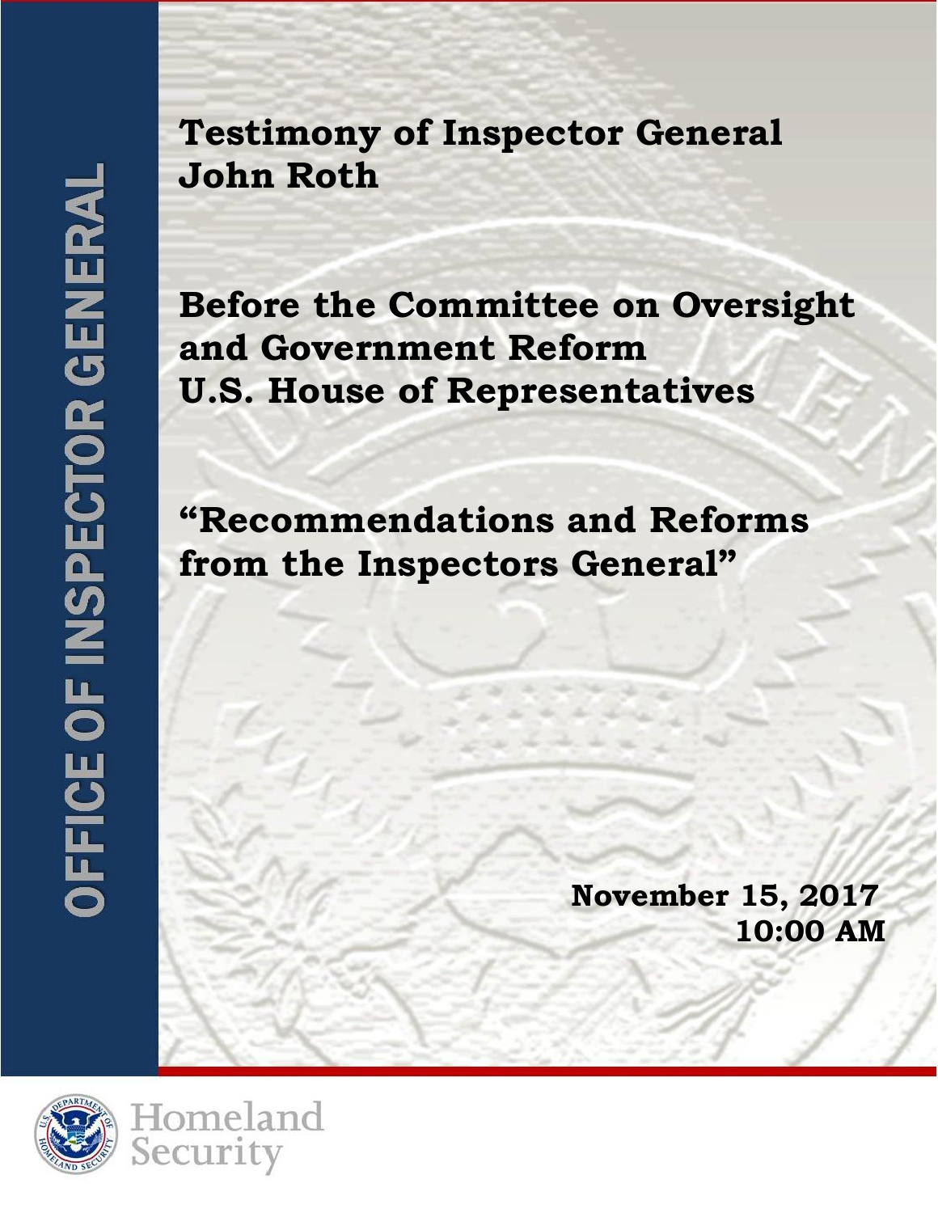OFFICE OF INSPECTOR GENERAL

# Testimony of Inspector General John Roth

## Before the Committee on Oversight and Government Reform U.S. House of Representatives

## "Recommendations and Reforms from the Inspectors General"

**November 15, 2017**
**10:00 AM**

Homeland Security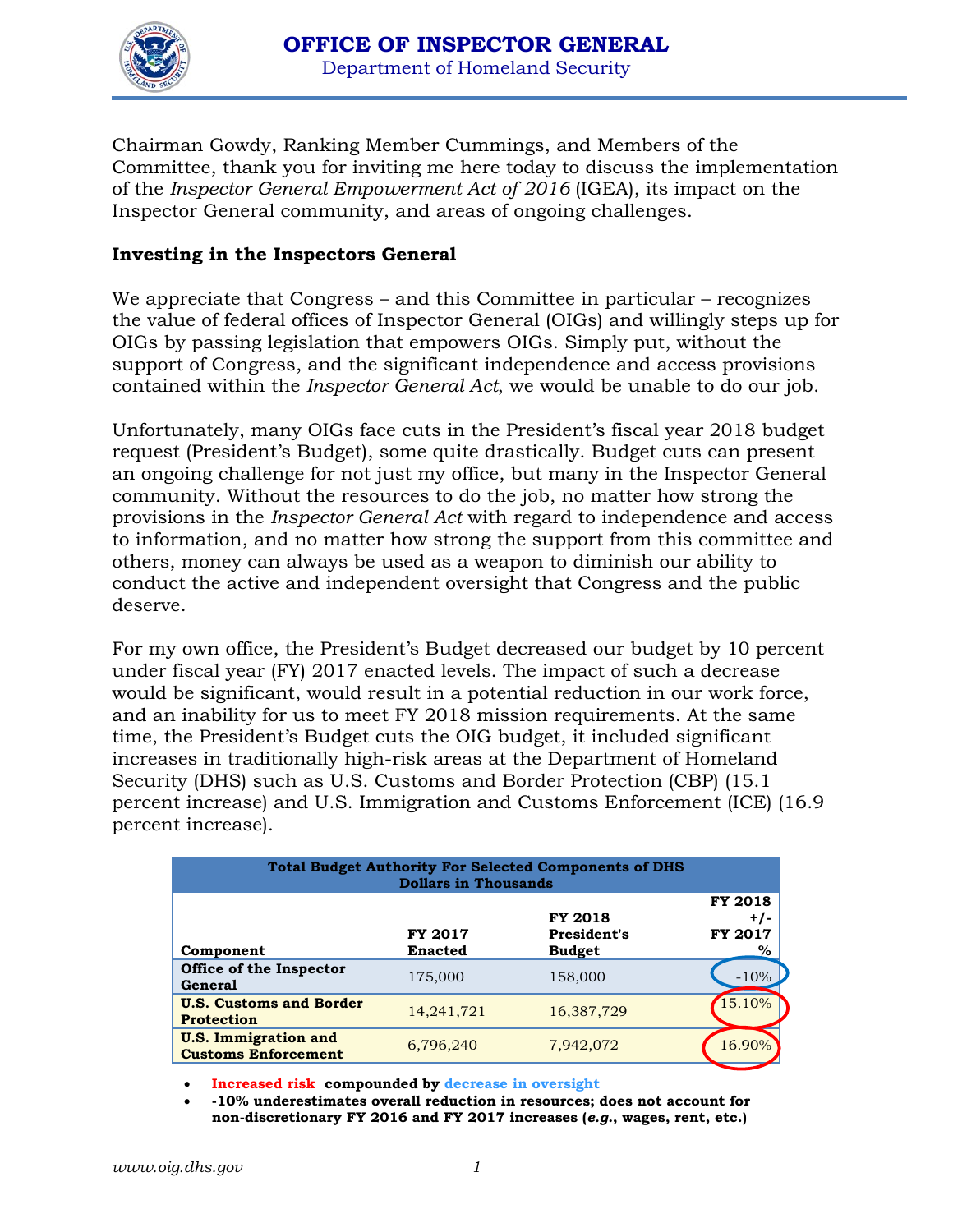Chairman Gowdy, Ranking Member Cummings, and Members of the Committee, thank you for inviting me here today to discuss the implementation of the *Inspector General Empowerment Act of 2016* (IGEA), its impact on the Inspector General community, and areas of ongoing challenges.

## Investing in the Inspectors General

We appreciate that Congress – and this Committee in particular – recognizes the value of federal offices of Inspector General (OIGs) and willingly steps up for OIGs by passing legislation that empowers OIGs. Simply put, without the support of Congress, and the significant independence and access provisions contained within the *Inspector General Act*, we would be unable to do our job.

Unfortunately, many OIGs face cuts in the President's fiscal year 2018 budget request (President's Budget), some quite drastically. Budget cuts can present an ongoing challenge for not just my office, but many in the Inspector General community. Without the resources to do the job, no matter how strong the provisions in the *Inspector General Act* with regard to independence and access to information, and no matter how strong the support from this committee and others, money can always be used as a weapon to diminish our ability to conduct the active and independent oversight that Congress and the public deserve.

For my own office, the President's Budget decreased our budget by 10 percent under fiscal year (FY) 2017 enacted levels. The impact of such a decrease would be significant, would result in a potential reduction in our work force, and an inability for us to meet FY 2018 mission requirements. At the same time, the President's Budget cuts the OIG budget, it included significant increases in traditionally high-risk areas at the Department of Homeland Security (DHS) such as U.S. Customs and Border Protection (CBP) (15.1 percent increase) and U.S. Immigration and Customs Enforcement (ICE) (16.9 percent increase).

**Total Budget Authority For Selected Components of DHS**
**Dollars in Thousands**

| Component | FY 2017 Enacted | FY 2018 President's Budget | FY 2018 +/- FY 2017 % |
|---|---|---|---|
| **Office of the Inspector General** | 175,000 | 158,000 | -10% |
| **U.S. Customs and Border Protection** | 14,241,721 | 16,387,729 | 15.10% |
| **U.S. Immigration and Customs Enforcement** | 6,796,240 | 7,942,072 | 16.90% |

- **Increased risk compounded by decrease in oversight**
- **-10% underestimates overall reduction in resources; does not account for non-discretionary FY 2016 and FY 2017 increases (*e.g.*, wages, rent, etc.)**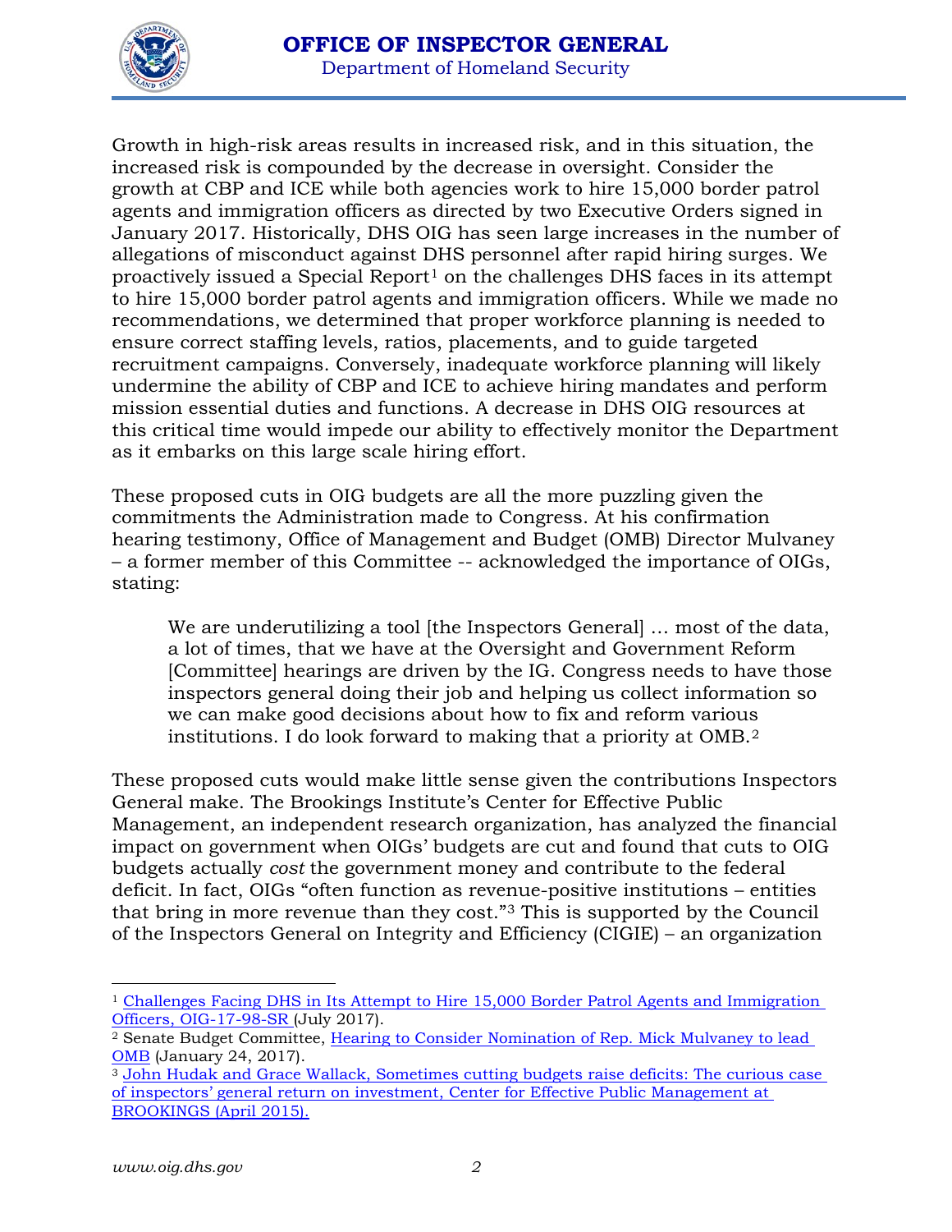Growth in high-risk areas results in increased risk, and in this situation, the increased risk is compounded by the decrease in oversight. Consider the growth at CBP and ICE while both agencies work to hire 15,000 border patrol agents and immigration officers as directed by two Executive Orders signed in January 2017. Historically, DHS OIG has seen large increases in the number of allegations of misconduct against DHS personnel after rapid hiring surges. We proactively issued a Special Report[1] on the challenges DHS faces in its attempt to hire 15,000 border patrol agents and immigration officers. While we made no recommendations, we determined that proper workforce planning is needed to ensure correct staffing levels, ratios, placements, and to guide targeted recruitment campaigns. Conversely, inadequate workforce planning will likely undermine the ability of CBP and ICE to achieve hiring mandates and perform mission essential duties and functions. A decrease in DHS OIG resources at this critical time would impede our ability to effectively monitor the Department as it embarks on this large scale hiring effort.

These proposed cuts in OIG budgets are all the more puzzling given the commitments the Administration made to Congress. At his confirmation hearing testimony, Office of Management and Budget (OMB) Director Mulvaney – a former member of this Committee -- acknowledged the importance of OIGs, stating:

> We are underutilizing a tool [the Inspectors General] … most of the data, a lot of times, that we have at the Oversight and Government Reform [Committee] hearings are driven by the IG. Congress needs to have those inspectors general doing their job and helping us collect information so we can make good decisions about how to fix and reform various institutions. I do look forward to making that a priority at OMB.[2]

These proposed cuts would make little sense given the contributions Inspectors General make. The Brookings Institute's Center for Effective Public Management, an independent research organization, has analyzed the financial impact on government when OIGs' budgets are cut and found that cuts to OIG budgets actually *cost* the government money and contribute to the federal deficit. In fact, OIGs "often function as revenue-positive institutions – entities that bring in more revenue than they cost."[3] This is supported by the Council of the Inspectors General on Integrity and Efficiency (CIGIE) – an organization

---

[1] Challenges Facing DHS in Its Attempt to Hire 15,000 Border Patrol Agents and Immigration Officers, OIG-17-98-SR (July 2017).

[2] Senate Budget Committee, Hearing to Consider Nomination of Rep. Mick Mulvaney to lead OMB (January 24, 2017).

[3] John Hudak and Grace Wallack, Sometimes cutting budgets raise deficits: The curious case of inspectors' general return on investment, Center for Effective Public Management at BROOKINGS (April 2015).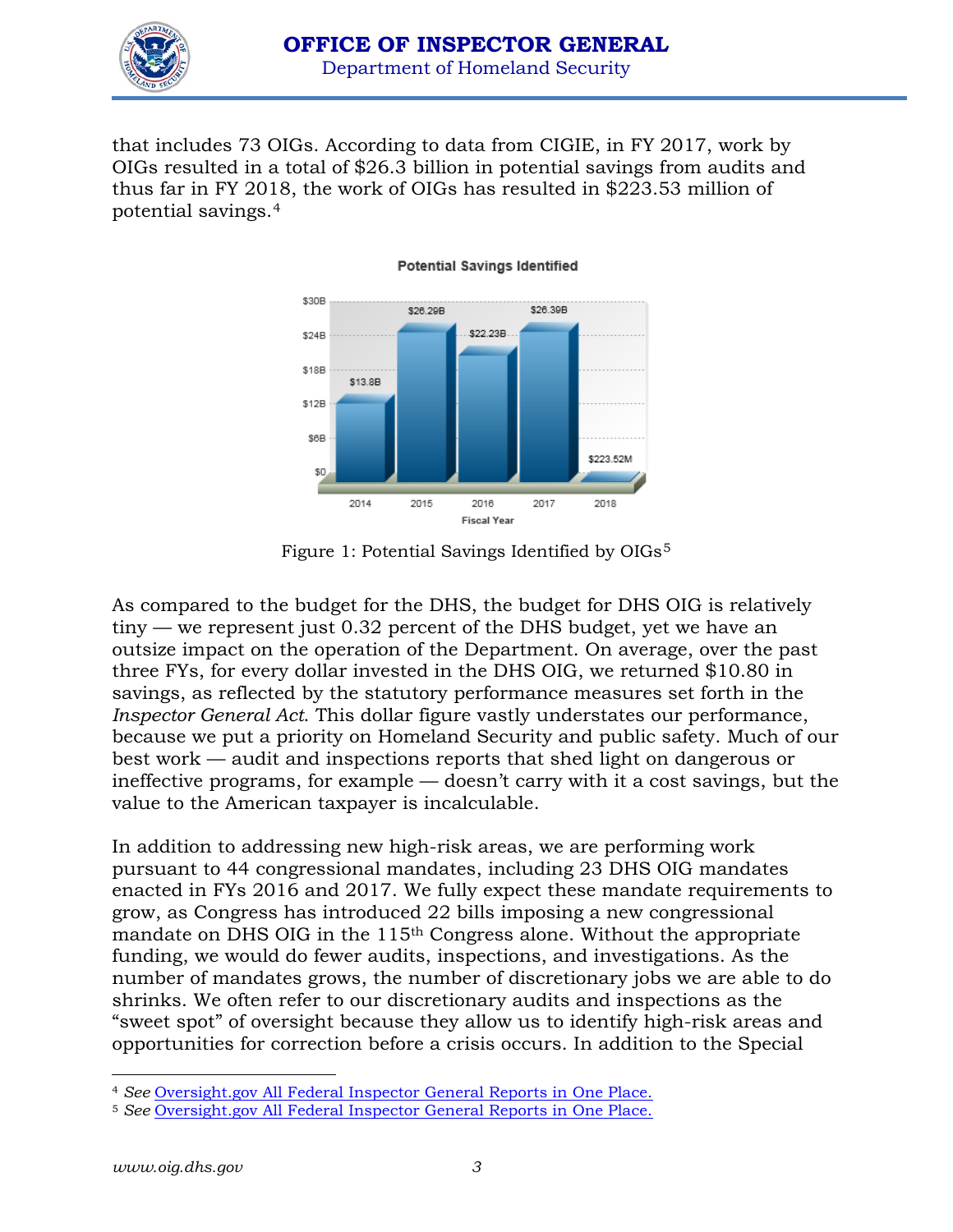that includes 73 OIGs. According to data from CIGIE, in FY 2017, work by OIGs resulted in a total of $26.3 billion in potential savings from audits and thus far in FY 2018, the work of OIGs has resulted in $223.53 million of potential savings.[4]

Figure 1: Potential Savings Identified by OIGs[5]

As compared to the budget for the DHS, the budget for DHS OIG is relatively tiny — we represent just 0.32 percent of the DHS budget, yet we have an outsize impact on the operation of the Department. On average, over the past three FYs, for every dollar invested in the DHS OIG, we returned $10.80 in savings, as reflected by the statutory performance measures set forth in the *Inspector General Act*. This dollar figure vastly understates our performance, because we put a priority on Homeland Security and public safety. Much of our best work — audit and inspections reports that shed light on dangerous or ineffective programs, for example — doesn't carry with it a cost savings, but the value to the American taxpayer is incalculable.

In addition to addressing new high-risk areas, we are performing work pursuant to 44 congressional mandates, including 23 DHS OIG mandates enacted in FYs 2016 and 2017. We fully expect these mandate requirements to grow, as Congress has introduced 22 bills imposing a new congressional mandate on DHS OIG in the 115th Congress alone. Without the appropriate funding, we would do fewer audits, inspections, and investigations. As the number of mandates grows, the number of discretionary jobs we are able to do shrinks. We often refer to our discretionary audits and inspections as the "sweet spot" of oversight because they allow us to identify high-risk areas and opportunities for correction before a crisis occurs. In addition to the Special

---

[4] *See* Oversight.gov All Federal Inspector General Reports in One Place.

[5] *See* Oversight.gov All Federal Inspector General Reports in One Place.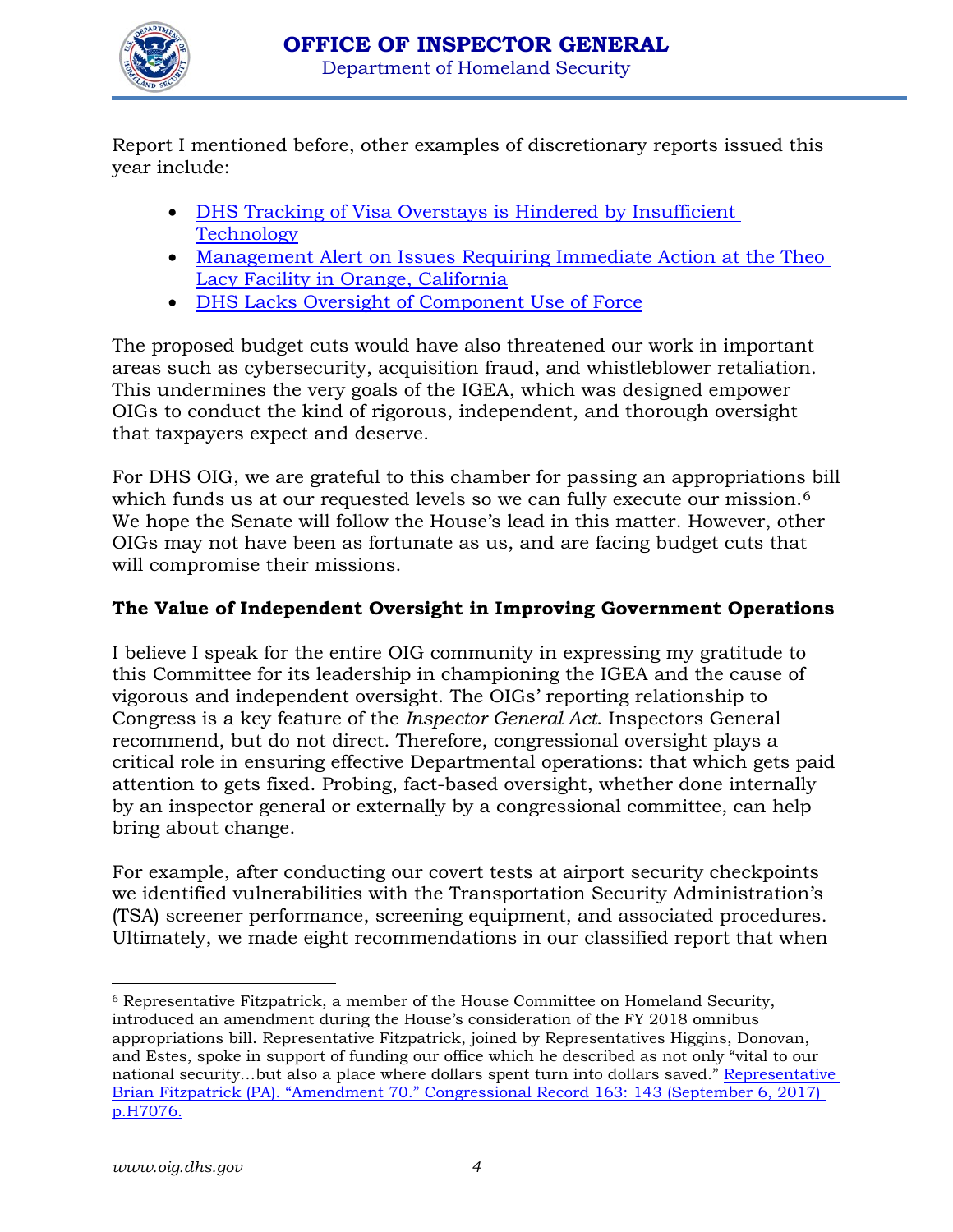Report I mentioned before, other examples of discretionary reports issued this year include:

- [DHS Tracking of Visa Overstays is Hindered by Insufficient Technology]
- [Management Alert on Issues Requiring Immediate Action at the Theo Lacy Facility in Orange, California]
- [DHS Lacks Oversight of Component Use of Force]

The proposed budget cuts would have also threatened our work in important areas such as cybersecurity, acquisition fraud, and whistleblower retaliation. This undermines the very goals of the IGEA, which was designed empower OIGs to conduct the kind of rigorous, independent, and thorough oversight that taxpayers expect and deserve.

For DHS OIG, we are grateful to this chamber for passing an appropriations bill which funds us at our requested levels so we can fully execute our mission.[6] We hope the Senate will follow the House's lead in this matter. However, other OIGs may not have been as fortunate as us, and are facing budget cuts that will compromise their missions.

**The Value of Independent Oversight in Improving Government Operations**

I believe I speak for the entire OIG community in expressing my gratitude to this Committee for its leadership in championing the IGEA and the cause of vigorous and independent oversight. The OIGs' reporting relationship to Congress is a key feature of the *Inspector General Act*. Inspectors General recommend, but do not direct. Therefore, congressional oversight plays a critical role in ensuring effective Departmental operations: that which gets paid attention to gets fixed. Probing, fact-based oversight, whether done internally by an inspector general or externally by a congressional committee, can help bring about change.

For example, after conducting our covert tests at airport security checkpoints we identified vulnerabilities with the Transportation Security Administration's (TSA) screener performance, screening equipment, and associated procedures. Ultimately, we made eight recommendations in our classified report that when

---

[6] Representative Fitzpatrick, a member of the House Committee on Homeland Security, introduced an amendment during the House's consideration of the FY 2018 omnibus appropriations bill. Representative Fitzpatrick, joined by Representatives Higgins, Donovan, and Estes, spoke in support of funding our office which he described as not only "vital to our national security…but also a place where dollars spent turn into dollars saved." Representative Brian Fitzpatrick (PA). "Amendment 70." Congressional Record 163: 143 (September 6, 2017) p.H7076.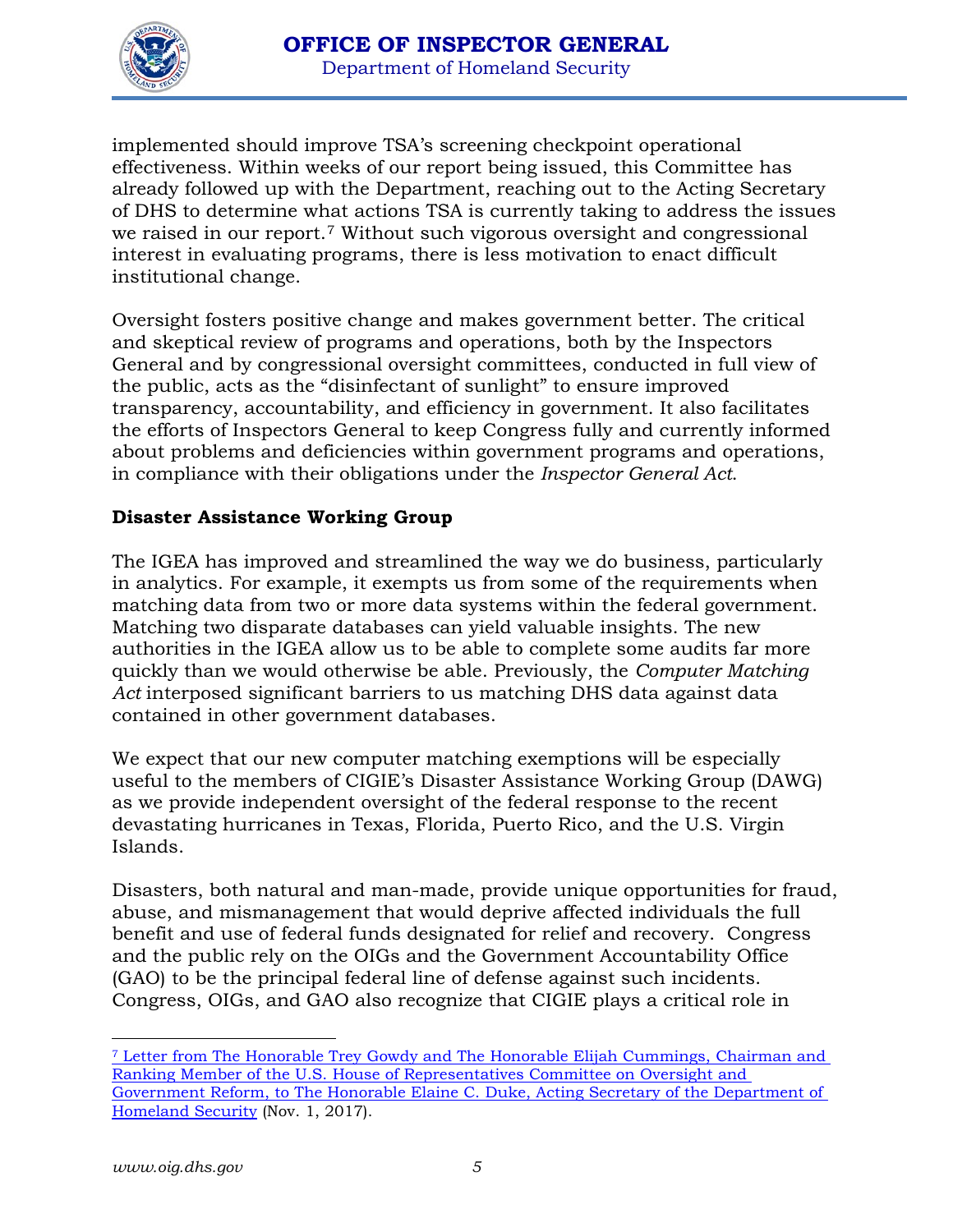implemented should improve TSA's screening checkpoint operational effectiveness. Within weeks of our report being issued, this Committee has already followed up with the Department, reaching out to the Acting Secretary of DHS to determine what actions TSA is currently taking to address the issues we raised in our report.[7] Without such vigorous oversight and congressional interest in evaluating programs, there is less motivation to enact difficult institutional change.

Oversight fosters positive change and makes government better. The critical and skeptical review of programs and operations, both by the Inspectors General and by congressional oversight committees, conducted in full view of the public, acts as the "disinfectant of sunlight" to ensure improved transparency, accountability, and efficiency in government. It also facilitates the efforts of Inspectors General to keep Congress fully and currently informed about problems and deficiencies within government programs and operations, in compliance with their obligations under the *Inspector General Act*.

**Disaster Assistance Working Group**

The IGEA has improved and streamlined the way we do business, particularly in analytics. For example, it exempts us from some of the requirements when matching data from two or more data systems within the federal government. Matching two disparate databases can yield valuable insights. The new authorities in the IGEA allow us to be able to complete some audits far more quickly than we would otherwise be able. Previously, the *Computer Matching Act* interposed significant barriers to us matching DHS data against data contained in other government databases.

We expect that our new computer matching exemptions will be especially useful to the members of CIGIE's Disaster Assistance Working Group (DAWG) as we provide independent oversight of the federal response to the recent devastating hurricanes in Texas, Florida, Puerto Rico, and the U.S. Virgin Islands.

Disasters, both natural and man-made, provide unique opportunities for fraud, abuse, and mismanagement that would deprive affected individuals the full benefit and use of federal funds designated for relief and recovery. Congress and the public rely on the OIGs and the Government Accountability Office (GAO) to be the principal federal line of defense against such incidents. Congress, OIGs, and GAO also recognize that CIGIE plays a critical role in

---

[7] Letter from The Honorable Trey Gowdy and The Honorable Elijah Cummings, Chairman and Ranking Member of the U.S. House of Representatives Committee on Oversight and Government Reform, to The Honorable Elaine C. Duke, Acting Secretary of the Department of Homeland Security (Nov. 1, 2017).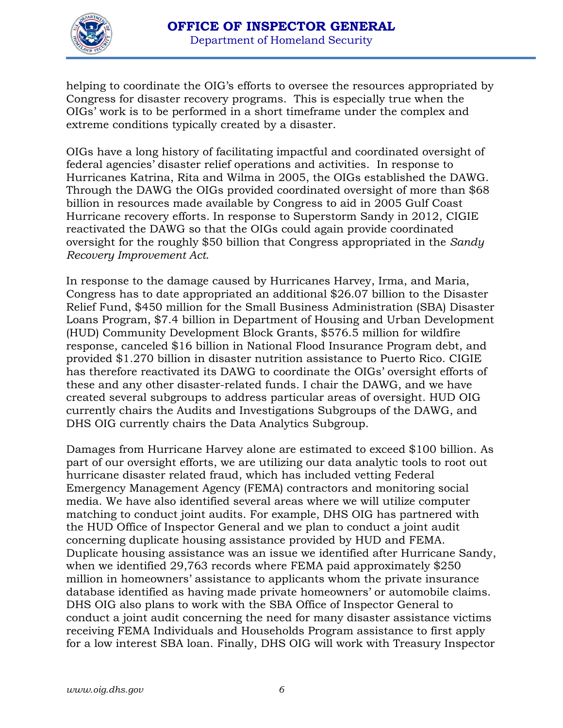helping to coordinate the OIG's efforts to oversee the resources appropriated by Congress for disaster recovery programs. This is especially true when the OIGs' work is to be performed in a short timeframe under the complex and extreme conditions typically created by a disaster.

OIGs have a long history of facilitating impactful and coordinated oversight of federal agencies' disaster relief operations and activities. In response to Hurricanes Katrina, Rita and Wilma in 2005, the OIGs established the DAWG. Through the DAWG the OIGs provided coordinated oversight of more than $68 billion in resources made available by Congress to aid in 2005 Gulf Coast Hurricane recovery efforts. In response to Superstorm Sandy in 2012, CIGIE reactivated the DAWG so that the OIGs could again provide coordinated oversight for the roughly $50 billion that Congress appropriated in the *Sandy Recovery Improvement Act*.

In response to the damage caused by Hurricanes Harvey, Irma, and Maria, Congress has to date appropriated an additional $26.07 billion to the Disaster Relief Fund, $450 million for the Small Business Administration (SBA) Disaster Loans Program, $7.4 billion in Department of Housing and Urban Development (HUD) Community Development Block Grants, $576.5 million for wildfire response, canceled $16 billion in National Flood Insurance Program debt, and provided $1.270 billion in disaster nutrition assistance to Puerto Rico. CIGIE has therefore reactivated its DAWG to coordinate the OIGs' oversight efforts of these and any other disaster-related funds. I chair the DAWG, and we have created several subgroups to address particular areas of oversight. HUD OIG currently chairs the Audits and Investigations Subgroups of the DAWG, and DHS OIG currently chairs the Data Analytics Subgroup.

Damages from Hurricane Harvey alone are estimated to exceed $100 billion. As part of our oversight efforts, we are utilizing our data analytic tools to root out hurricane disaster related fraud, which has included vetting Federal Emergency Management Agency (FEMA) contractors and monitoring social media. We have also identified several areas where we will utilize computer matching to conduct joint audits. For example, DHS OIG has partnered with the HUD Office of Inspector General and we plan to conduct a joint audit concerning duplicate housing assistance provided by HUD and FEMA. Duplicate housing assistance was an issue we identified after Hurricane Sandy, when we identified 29,763 records where FEMA paid approximately $250 million in homeowners' assistance to applicants whom the private insurance database identified as having made private homeowners' or automobile claims. DHS OIG also plans to work with the SBA Office of Inspector General to conduct a joint audit concerning the need for many disaster assistance victims receiving FEMA Individuals and Households Program assistance to first apply for a low interest SBA loan. Finally, DHS OIG will work with Treasury Inspector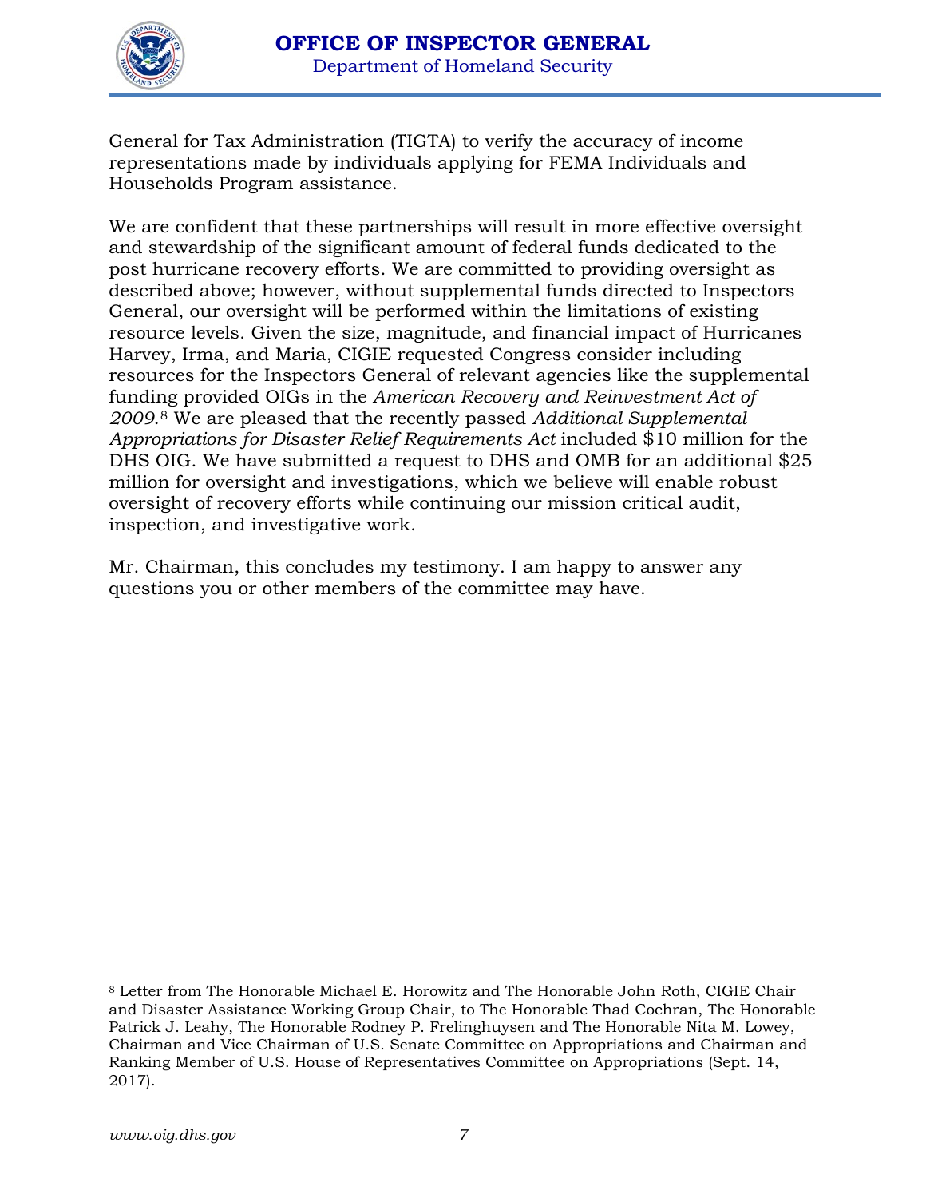General for Tax Administration (TIGTA) to verify the accuracy of income representations made by individuals applying for FEMA Individuals and Households Program assistance.

We are confident that these partnerships will result in more effective oversight and stewardship of the significant amount of federal funds dedicated to the post hurricane recovery efforts. We are committed to providing oversight as described above; however, without supplemental funds directed to Inspectors General, our oversight will be performed within the limitations of existing resource levels. Given the size, magnitude, and financial impact of Hurricanes Harvey, Irma, and Maria, CIGIE requested Congress consider including resources for the Inspectors General of relevant agencies like the supplemental funding provided OIGs in the *American Recovery and Reinvestment Act of 2009.*[8] We are pleased that the recently passed *Additional Supplemental Appropriations for Disaster Relief Requirements Act* included $10 million for the DHS OIG. We have submitted a request to DHS and OMB for an additional $25 million for oversight and investigations, which we believe will enable robust oversight of recovery efforts while continuing our mission critical audit, inspection, and investigative work.

Mr. Chairman, this concludes my testimony. I am happy to answer any questions you or other members of the committee may have.

---

[8] Letter from The Honorable Michael E. Horowitz and The Honorable John Roth, CIGIE Chair and Disaster Assistance Working Group Chair, to The Honorable Thad Cochran, The Honorable Patrick J. Leahy, The Honorable Rodney P. Frelinghuysen and The Honorable Nita M. Lowey, Chairman and Vice Chairman of U.S. Senate Committee on Appropriations and Chairman and Ranking Member of U.S. House of Representatives Committee on Appropriations (Sept. 14, 2017).